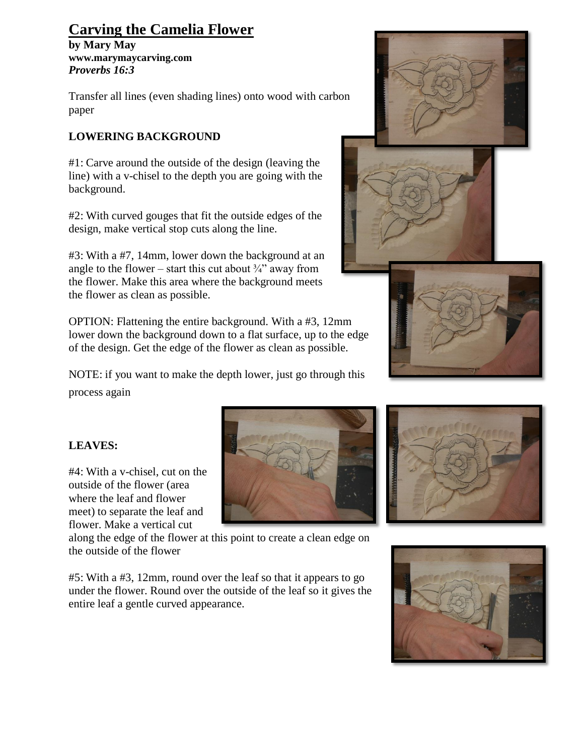# Carving the Camelia Flower

**by Mary May**
**www.marymaycarving.com**
***Proverbs 16:3***

Transfer all lines (even shading lines) onto wood with carbon paper

## LOWERING BACKGROUND

#1: Carve around the outside of the design (leaving the line) with a v-chisel to the depth you are going with the background.

#2: With curved gouges that fit the outside edges of the design, make vertical stop cuts along the line.

#3: With a #7, 14mm, lower down the background at an angle to the flower – start this cut about ¾" away from the flower. Make this area where the background meets the flower as clean as possible.

OPTION: Flattening the entire background. With a #3, 12mm lower down the background down to a flat surface, up to the edge of the design. Get the edge of the flower as clean as possible.

NOTE: if you want to make the depth lower, just go through this process again

## LEAVES:

#4: With a v-chisel, cut on the outside of the flower (area where the leaf and flower meet) to separate the leaf and flower. Make a vertical cut along the edge of the flower at this point to create a clean edge on the outside of the flower

#5: With a #3, 12mm, round over the leaf so that it appears to go under the flower. Round over the outside of the leaf so it gives the entire leaf a gentle curved appearance.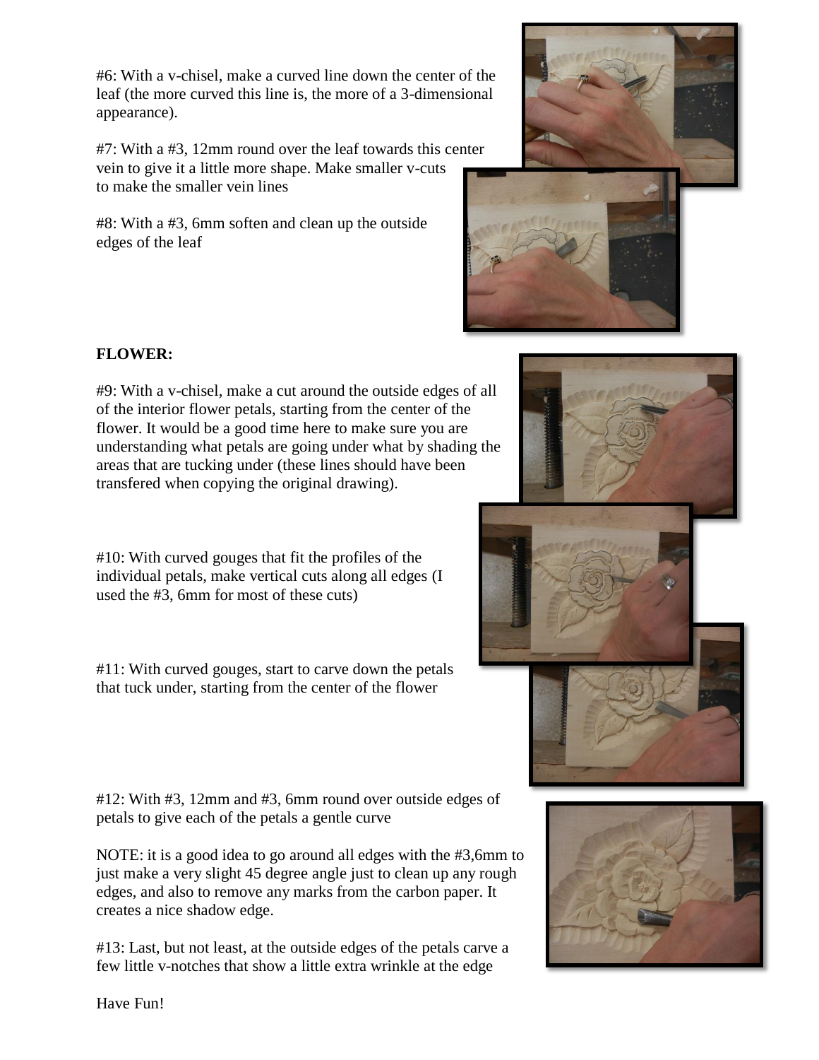#6: With a v-chisel, make a curved line down the center of the leaf (the more curved this line is, the more of a 3-dimensional appearance).

#7: With a #3, 12mm round over the leaf towards this center vein to give it a little more shape. Make smaller v-cuts to make the smaller vein lines

#8: With a #3, 6mm soften and clean up the outside edges of the leaf

**FLOWER:**

#9: With a v-chisel, make a cut around the outside edges of all of the interior flower petals, starting from the center of the flower. It would be a good time here to make sure you are understanding what petals are going under what by shading the areas that are tucking under (these lines should have been transfered when copying the original drawing).

#10: With curved gouges that fit the profiles of the individual petals, make vertical cuts along all edges (I used the #3, 6mm for most of these cuts)

#11: With curved gouges, start to carve down the petals that tuck under, starting from the center of the flower

#12: With #3, 12mm and #3, 6mm round over outside edges of petals to give each of the petals a gentle curve

NOTE: it is a good idea to go around all edges with the #3,6mm to just make a very slight 45 degree angle just to clean up any rough edges, and also to remove any marks from the carbon paper. It creates a nice shadow edge.

#13: Last, but not least, at the outside edges of the petals carve a few little v-notches that show a little extra wrinkle at the edge

Have Fun!